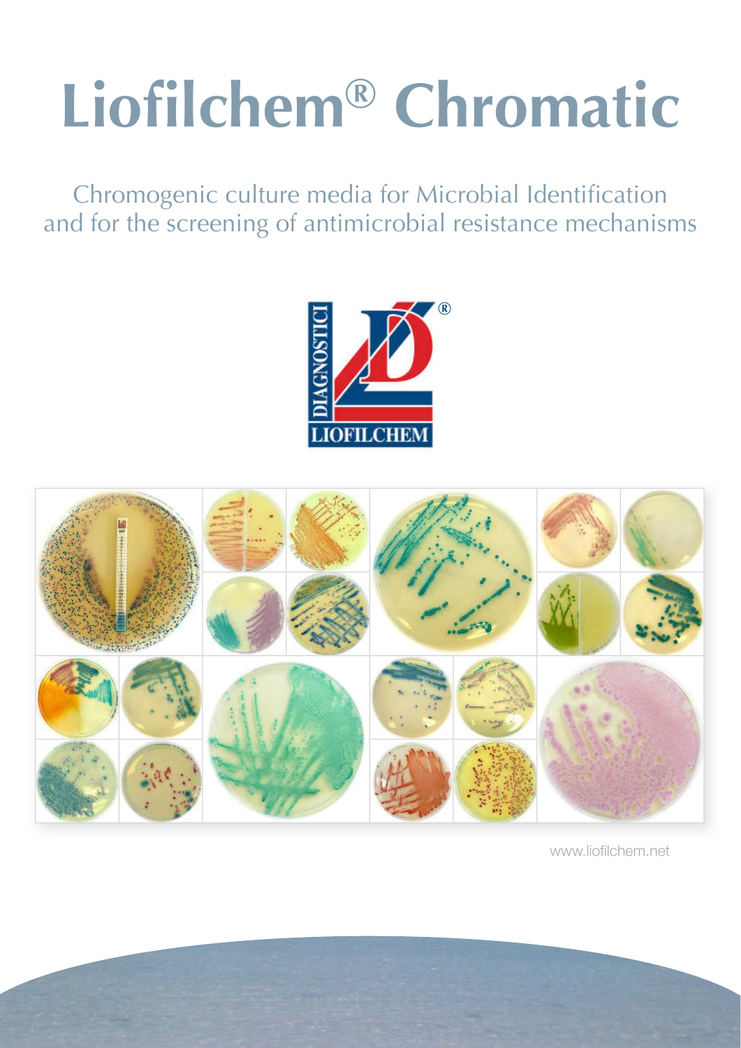# Liofilchem® Chromatic

Chromogenic culture media for Microbial Identification and for the screening of antimicrobial resistance mechanisms

DIAGNOSTICI LIOFILCHEM

www.liofilchem.net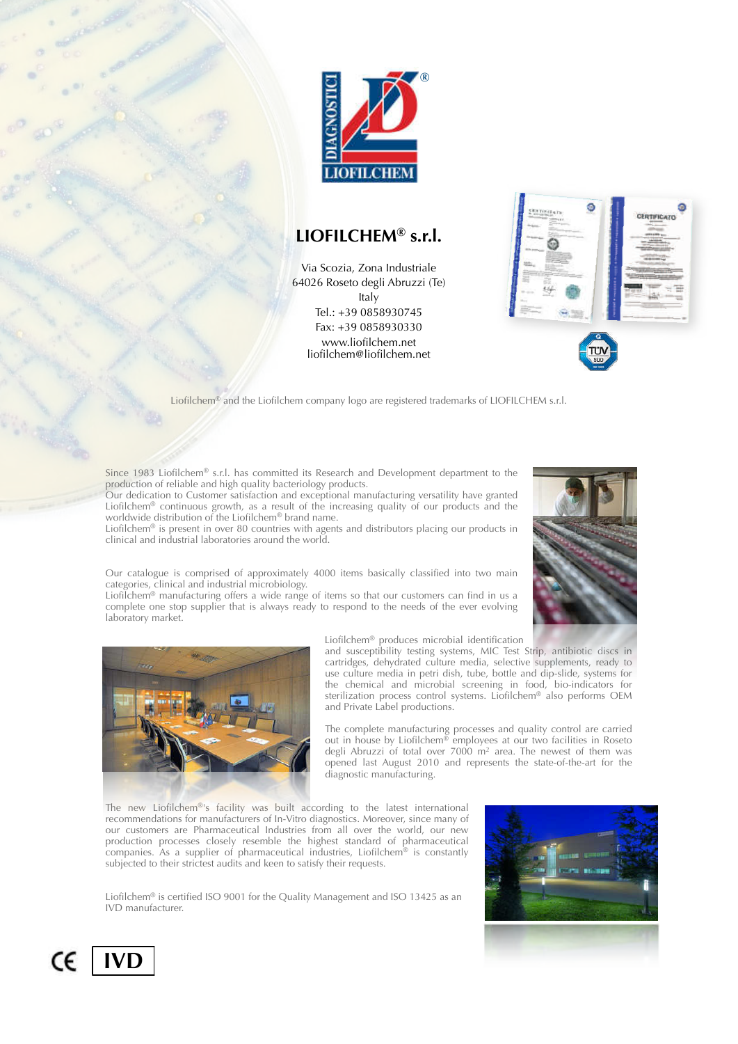# LIOFILCHEM® s.r.l.

Via Scozia, Zona Industriale
64026 Roseto degli Abruzzi (Te)
Italy
Tel.: +39 0858930745
Fax: +39 0858930330
www.liofilchem.net
liofilchem@liofilchem.net

Liofilchem® and the Liofilchem company logo are registered trademarks of LIOFILCHEM s.r.l.

Since 1983 Liofilchem® s.r.l. has committed its Research and Development department to the production of reliable and high quality bacteriology products.
Our dedication to Customer satisfaction and exceptional manufacturing versatility have granted Liofilchem® continuous growth, as a result of the increasing quality of our products and the worldwide distribution of the Liofilchem® brand name.
Liofilchem® is present in over 80 countries with agents and distributors placing our products in clinical and industrial laboratories around the world.

Our catalogue is comprised of approximately 4000 items basically classified into two main categories, clinical and industrial microbiology.
Liofilchem® manufacturing offers a wide range of items so that our customers can find in us a complete one stop supplier that is always ready to respond to the needs of the ever evolving laboratory market.

Liofilchem® produces microbial identification and susceptibility testing systems, MIC Test Strip, antibiotic discs in cartridges, dehydrated culture media, selective supplements, ready to use culture media in petri dish, tube, bottle and dip-slide, systems for the chemical and microbial screening in food, bio-indicators for sterilization process control systems. Liofilchem® also performs OEM and Private Label productions.

The complete manufacturing processes and quality control are carried out in house by Liofilchem® employees at our two facilities in Roseto degli Abruzzi of total over 7000 m² area. The newest of them was opened last August 2010 and represents the state-of-the-art for the diagnostic manufacturing.

The new Liofilchem®'s facility was built according to the latest international recommendations for manufacturers of In-Vitro diagnostics. Moreover, since many of our customers are Pharmaceutical Industries from all over the world, our new production processes closely resemble the highest standard of pharmaceutical companies. As a supplier of pharmaceutical industries, Liofilchem® is constantly subjected to their strictest audits and keen to satisfy their requests.

Liofilchem® is certified ISO 9001 for the Quality Management and ISO 13425 as an IVD manufacturer.

CE IVD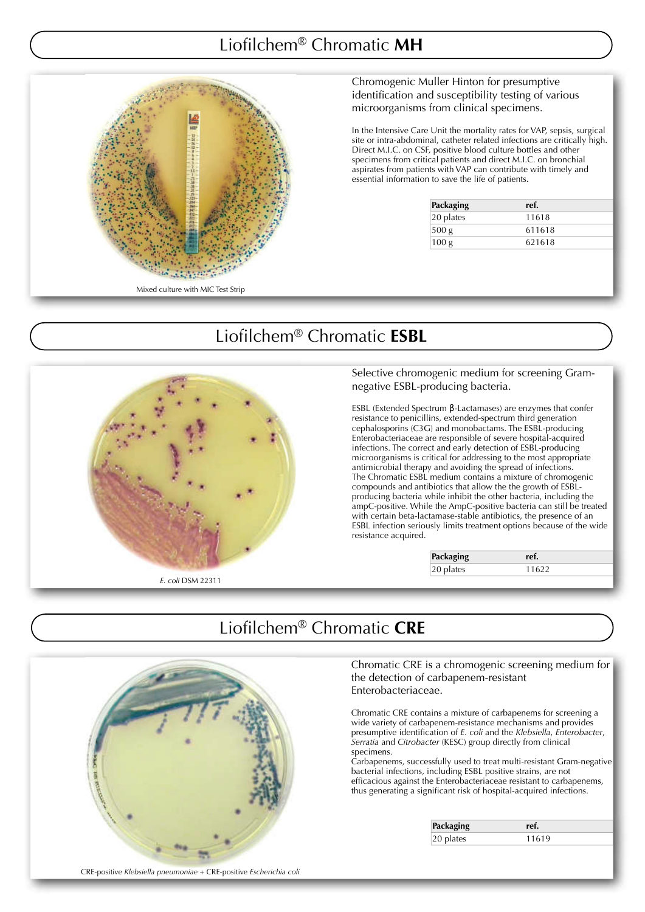# Liofilchem® Chromatic **MH**

Mixed culture with MIC Test Strip

Chromogenic Muller Hinton for presumptive identification and susceptibility testing of various microorganisms from clinical specimens.

In the Intensive Care Unit the mortality rates for VAP, sepsis, surgical site or intra-abdominal, catheter related infections are critically high. Direct M.I.C. on CSF, positive blood culture bottles and other specimens from critical patients and direct M.I.C. on bronchial aspirates from patients with VAP can contribute with timely and essential information to save the life of patients.

| Packaging | ref. |
|---|---|
| 20 plates | 11618 |
| 500 g | 611618 |
| 100 g | 621618 |

# Liofilchem® Chromatic **ESBL**

*E. coli* DSM 22311

Selective chromogenic medium for screening Gram-negative ESBL-producing bacteria.

ESBL (Extended Spectrum β-Lactamases) are enzymes that confer resistance to penicillins, extended-spectrum third generation cephalosporins (C3G) and monobactams. The ESBL-producing Enterobacteriaceae are responsible of severe hospital-acquired infections. The correct and early detection of ESBL-producing microorganisms is critical for addressing to the most appropriate antimicrobial therapy and avoiding the spread of infections.
The Chromatic ESBL medium contains a mixture of chromogenic compounds and antibiotics that allow the the growth of ESBL-producing bacteria while inhibit the other bacteria, including the ampC-positive. While the AmpC-positive bacteria can still be treated with certain beta-lactamase-stable antibiotics, the presence of an ESBL infection seriously limits treatment options because of the wide resistance acquired.

| Packaging | ref. |
|---|---|
| 20 plates | 11622 |

# Liofilchem® Chromatic **CRE**

CRE-positive *Klebsiella pneumoniae* + CRE-positive *Escherichia coli*

Chromatic CRE is a chromogenic screening medium for the detection of carbapenem-resistant Enterobacteriaceae.

Chromatic CRE contains a mixture of carbapenems for screening a wide variety of carbapenem-resistance mechanisms and provides presumptive identification of *E. coli* and the *Klebsiella*, *Enterobacter*, *Serratia* and *Citrobacter* (KESC) group directly from clinical specimens.
Carbapenems, successfully used to treat multi-resistant Gram-negative bacterial infections, including ESBL positive strains, are not efficacious against the Enterobacteriaceae resistant to carbapenems, thus generating a significant risk of hospital-acquired infections.

| Packaging | ref. |
|---|---|
| 20 plates | 11619 |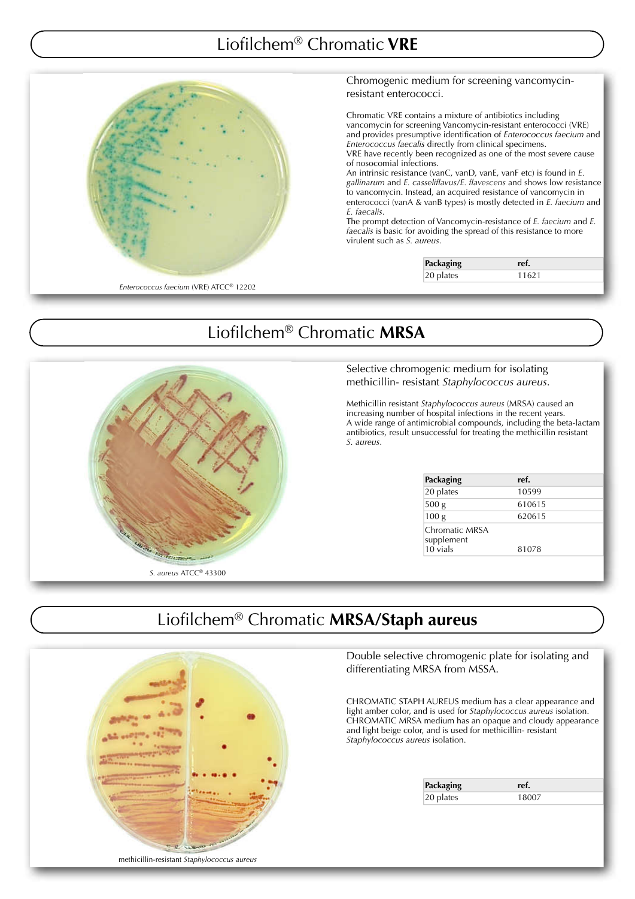# Liofilchem® Chromatic **VRE**

Enterococcus faecium (VRE) ATCC® 12202

## Chromogenic medium for screening vancomycin-resistant enterococci.

Chromatic VRE contains a mixture of antibiotics including vancomycin for screening Vancomycin-resistant enterococci (VRE) and provides presumptive identification of *Enterococcus faecium* and *Enterococcus faecalis* directly from clinical specimens.
VRE have recently been recognized as one of the most severe cause of nosocomial infections.
An intrinsic resistance (vanC, vanD, vanE, vanF etc) is found in *E. gallinarum* and *E. casseliflavus/E. flavescens* and shows low resistance to vancomycin. Instead, an acquired resistance of vancomycin in enterococci (vanA & vanB types) is mostly detected in *E. faecium* and *E. faecalis*.
The prompt detection of Vancomycin-resistance of *E. faecium* and *E. faecalis* is basic for avoiding the spread of this resistance to more virulent such as *S. aureus*.

| **Packaging** | **ref.** |
|---|---|
| 20 plates | 11621 |

# Liofilchem® Chromatic **MRSA**

*S. aureus* ATCC® 43300

## Selective chromogenic medium for isolating methicillin- resistant *Staphylococcus aureus*.

Methicillin resistant *Staphylococcus aureus* (MRSA) caused an increasing number of hospital infections in the recent years.
A wide range of antimicrobial compounds, including the beta-lactam antibiotics, result unsuccessful for treating the methicillin resistant *S. aureus*.

| **Packaging** | **ref.** |
|---|---|
| 20 plates | 10599 |
| 500 g | 610615 |
| 100 g | 620615 |
| Chromatic MRSA supplement 10 vials | 81078 |

# Liofilchem® Chromatic **MRSA/Staph aureus**

methicillin-resistant *Staphylococcus aureus*

## Double selective chromogenic plate for isolating and differentiating MRSA from MSSA.

CHROMATIC STAPH AUREUS medium has a clear appearance and light amber color, and is used for *Staphylococcus aureus* isolation.
CHROMATIC MRSA medium has an opaque and cloudy appearance and light beige color, and is used for methicillin- resistant *Staphylococcus aureus* isolation.

| **Packaging** | **ref.** |
|---|---|
| 20 plates | 18007 |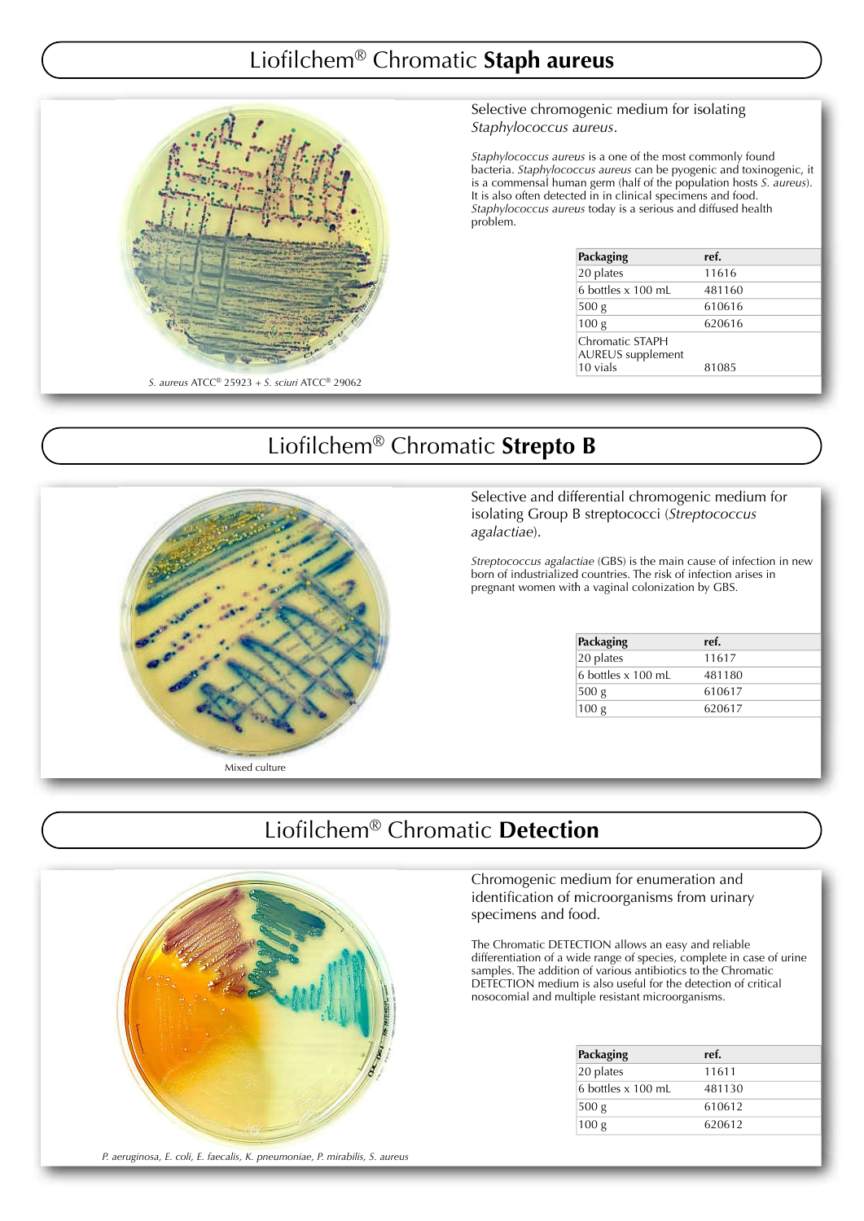# Liofilchem® Chromatic **Staph aureus**

Selective chromogenic medium for isolating *Staphylococcus aureus*.

*Staphylococcus aureus* is a one of the most commonly found bacteria. *Staphylococcus aureus* can be pyogenic and toxinogenic, it is a commensal human germ (half of the population hosts *S. aureus*). It is also often detected in in clinical specimens and food. *Staphylococcus aureus* today is a serious and diffused health problem.

| Packaging | ref. |
|---|---|
| 20 plates | 11616 |
| 6 bottles x 100 mL | 481160 |
| 500 g | 610616 |
| 100 g | 620616 |
| Chromatic STAPH AUREUS supplement 10 vials | 81085 |

*S. aureus* ATCC® 25923 + *S. sciuri* ATCC® 29062

# Liofilchem® Chromatic **Strepto B**

Selective and differential chromogenic medium for isolating Group B streptococci (*Streptococcus agalactiae*).

*Streptococcus agalactiae* (GBS) is the main cause of infection in new born of industrialized countries. The risk of infection arises in pregnant women with a vaginal colonization by GBS.

| Packaging | ref. |
|---|---|
| 20 plates | 11617 |
| 6 bottles x 100 mL | 481180 |
| 500 g | 610617 |
| 100 g | 620617 |

Mixed culture

# Liofilchem® Chromatic **Detection**

Chromogenic medium for enumeration and identification of microorganisms from urinary specimens and food.

The Chromatic DETECTION allows an easy and reliable differentiation of a wide range of species, complete in case of urine samples. The addition of various antibiotics to the Chromatic DETECTION medium is also useful for the detection of critical nosocomial and multiple resistant microorganisms.

| Packaging | ref. |
|---|---|
| 20 plates | 11611 |
| 6 bottles x 100 mL | 481130 |
| 500 g | 610612 |
| 100 g | 620612 |

*P. aeruginosa, E. coli, E. faecalis, K. pneumoniae, P. mirabilis, S. aureus*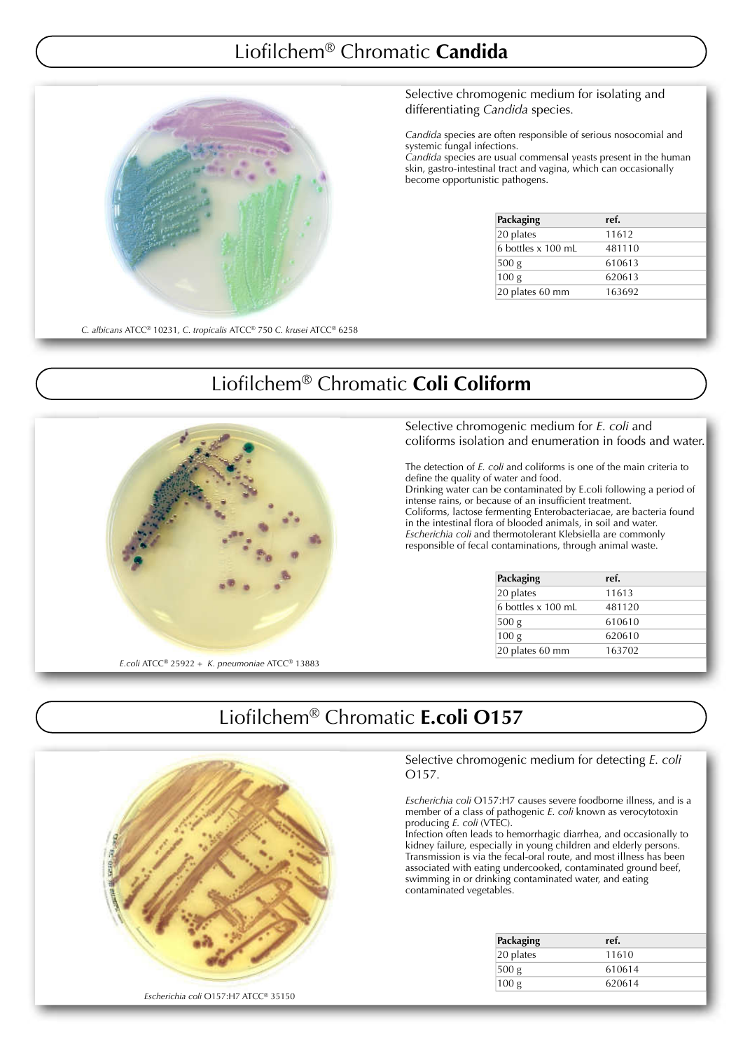# Liofilchem® Chromatic **Candida**

Selective chromogenic medium for isolating and differentiating *Candida* species.

*Candida* species are often responsible of serious nosocomial and systemic fungal infections.
*Candida* species are usual commensal yeasts present in the human skin, gastro-intestinal tract and vagina, which can occasionally become opportunistic pathogens.

| Packaging | ref. |
|---|---|
| 20 plates | 11612 |
| 6 bottles x 100 mL | 481110 |
| 500 g | 610613 |
| 100 g | 620613 |
| 20 plates 60 mm | 163692 |

*C. albicans* ATCC® 10231, *C. tropicalis* ATCC® 750 *C. krusei* ATCC® 6258

# Liofilchem® Chromatic **Coli Coliform**

Selective chromogenic medium for *E. coli* and coliforms isolation and enumeration in foods and water.

The detection of *E. coli* and coliforms is one of the main criteria to define the quality of water and food.
Drinking water can be contaminated by E.coli following a period of intense rains, or because of an insufficient treatment.
Coliforms, lactose fermenting Enterobacteriacae, are bacteria found in the intestinal flora of blooded animals, in soil and water.
*Escherichia coli* and thermotolerant Klebsiella are commonly responsible of fecal contaminations, through animal waste.

| Packaging | ref. |
|---|---|
| 20 plates | 11613 |
| 6 bottles x 100 mL | 481120 |
| 500 g | 610610 |
| 100 g | 620610 |
| 20 plates 60 mm | 163702 |

*E.coli* ATCC® 25922 + *K. pneumoniae* ATCC® 13883

# Liofilchem® Chromatic **E.coli O157**

Selective chromogenic medium for detecting *E. coli* O157.

*Escherichia coli* O157:H7 causes severe foodborne illness, and is a member of a class of pathogenic *E. coli* known as verocytotoxin producing *E. coli* (VTEC).
Infection often leads to hemorrhagic diarrhea, and occasionally to kidney failure, especially in young children and elderly persons.
Transmission is via the fecal-oral route, and most illness has been associated with eating undercooked, contaminated ground beef, swimming in or drinking contaminated water, and eating contaminated vegetables.

| Packaging | ref. |
|---|---|
| 20 plates | 11610 |
| 500 g | 610614 |
| 100 g | 620614 |

*Escherichia coli* O157:H7 ATCC® 35150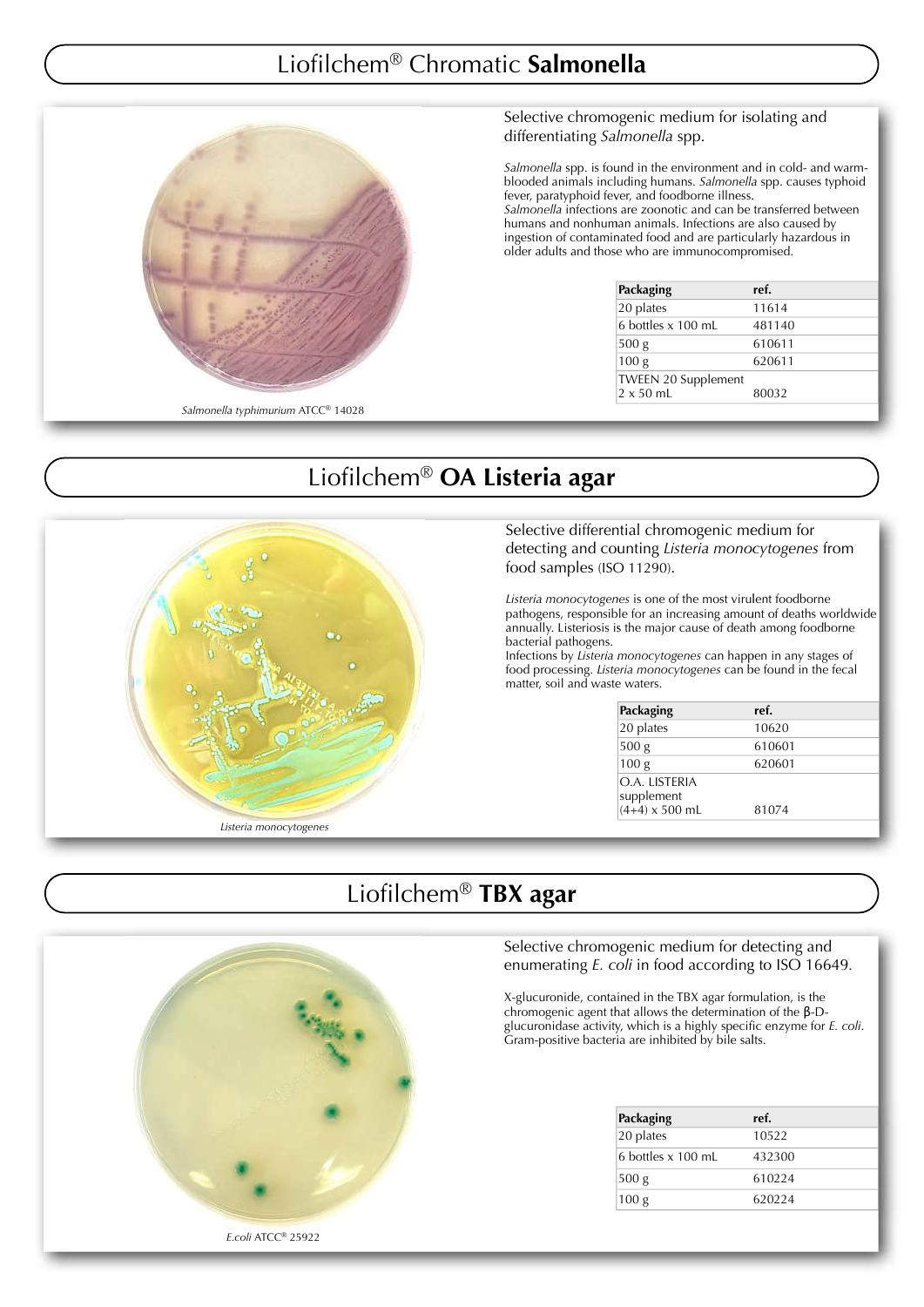# Liofilchem® Chromatic **Salmonella**

*Salmonella typhimurium* ATCC® 14028

Selective chromogenic medium for isolating and differentiating *Salmonella* spp.

*Salmonella* spp. is found in the environment and in cold- and warm-blooded animals including humans. *Salmonella* spp. causes typhoid fever, paratyphoid fever, and foodborne illness.
*Salmonella* infections are zoonotic and can be transferred between humans and nonhuman animals. Infections are also caused by ingestion of contaminated food and are particularly hazardous in older adults and those who are immunocompromised.

| Packaging | ref. |
|---|---|
| 20 plates | 11614 |
| 6 bottles x 100 mL | 481140 |
| 500 g | 610611 |
| 100 g | 620611 |
| TWEEN 20 Supplement 2 x 50 mL | 80032 |

# Liofilchem® **OA Listeria agar**

*Listeria monocytogenes*

Selective differential chromogenic medium for detecting and counting *Listeria monocytogenes* from food samples (ISO 11290).

*Listeria monocytogenes* is one of the most virulent foodborne pathogens, responsible for an increasing amount of deaths worldwide annually. Listeriosis is the major cause of death among foodborne bacterial pathogens.
Infections by *Listeria monocytogenes* can happen in any stages of food processing. *Listeria monocytogenes* can be found in the fecal matter, soil and waste waters.

| Packaging | ref. |
|---|---|
| 20 plates | 10620 |
| 500 g | 610601 |
| 100 g | 620601 |
| O.A. LISTERIA supplement (4+4) x 500 mL | 81074 |

# Liofilchem® **TBX agar**

*E.coli* ATCC® 25922

Selective chromogenic medium for detecting and enumerating *E. coli* in food according to ISO 16649.

X-glucuronide, contained in the TBX agar formulation, is the chromogenic agent that allows the determination of the β-D-glucuronidase activity, which is a highly specific enzyme for *E. coli*. Gram-positive bacteria are inhibited by bile salts.

| Packaging | ref. |
|---|---|
| 20 plates | 10522 |
| 6 bottles x 100 mL | 432300 |
| 500 g | 610224 |
| 100 g | 620224 |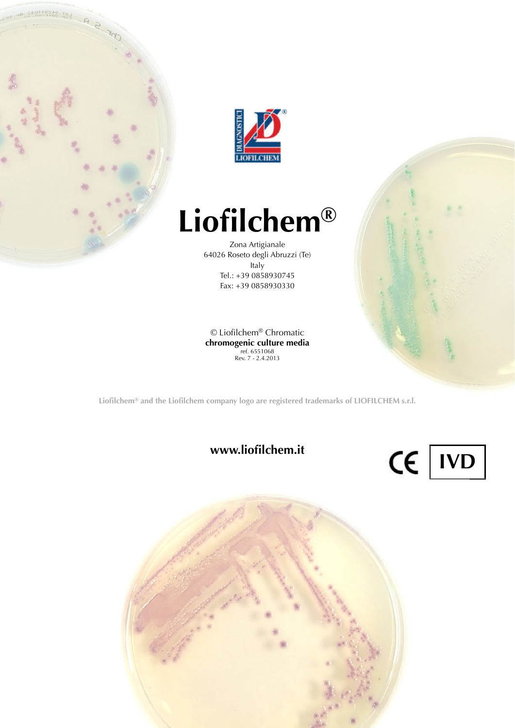# Liofilchem®

Zona Artigianale
64026 Roseto degli Abruzzi (Te)
Italy
Tel.: +39 0858930745
Fax: +39 0858930330

© Liofilchem® Chromatic
**chromogenic culture media**
ref. 6551068
Rev. 7 - 2.4.2013

Liofilchem® and the Liofilchem company logo are registered trademarks of LIOFILCHEM s.r.l.

**www.liofilchem.it**

CE IVD